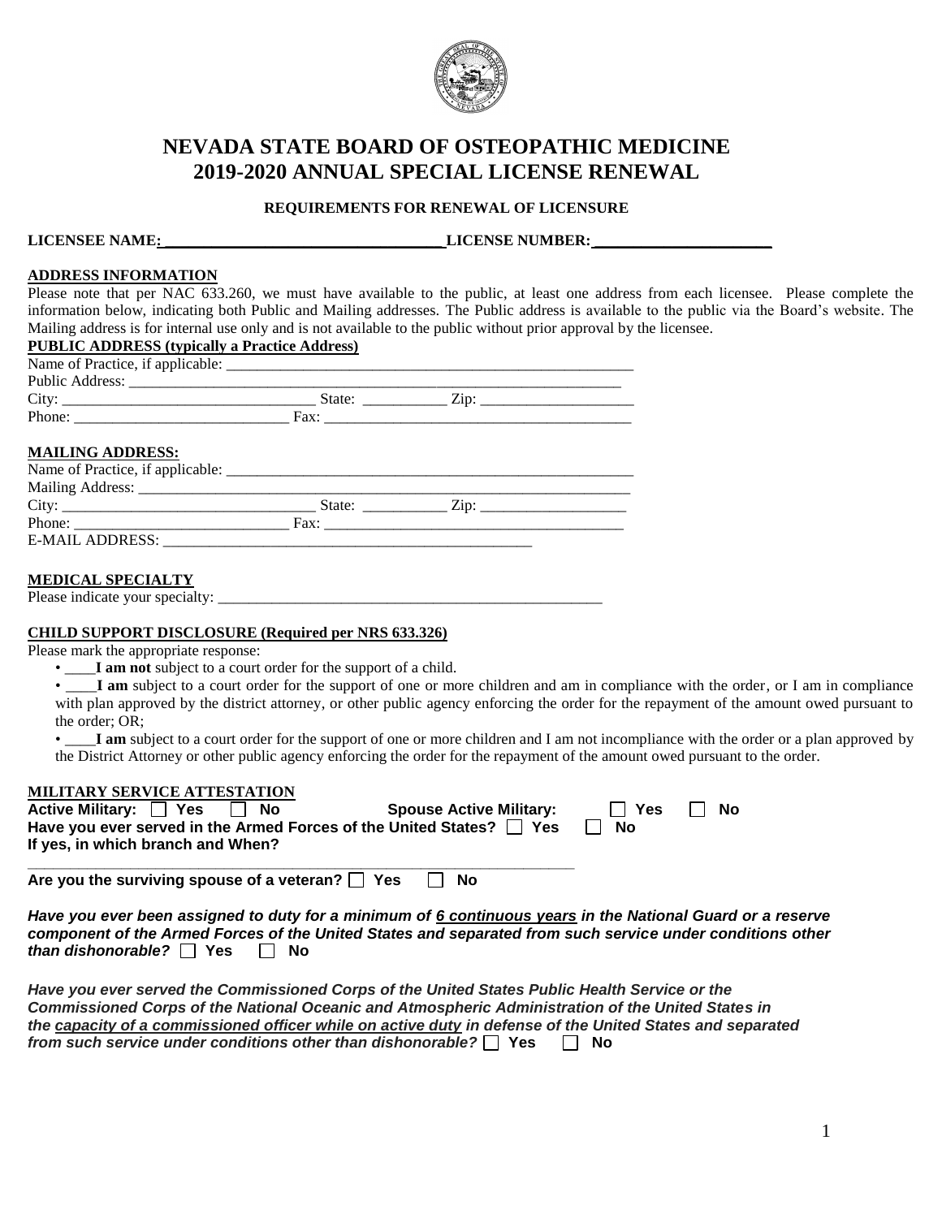# NEVADA STATE BOARD OF OSTEOPATHIC MEDICINE
# 2019-2020 ANNUAL SPECIAL LICENSE RENEWAL

**REQUIREMENTS FOR RENEWAL OF LICENSURE**

**LICENSEE NAME:** ___________________________________ **LICENSE NUMBER:** ______________________

**ADDRESS INFORMATION**

Please note that per NAC 633.260, we must have available to the public, at least one address from each licensee. Please complete the information below, indicating both Public and Mailing addresses. The Public address is available to the public via the Board's website. The Mailing address is for internal use only and is not available to the public without prior approval by the licensee.

**PUBLIC ADDRESS (typically a Practice Address)**

Name of Practice, if applicable: _______________________________________________________

Public Address: _________________________________________________________________

City: _________________________________ State: ___________ Zip: ____________________

Phone: ____________________________ Fax: _________________________________________

**MAILING ADDRESS:**

Name of Practice, if applicable: _______________________________________________________

Mailing Address: ________________________________________________________________

City: _________________________________ State: ___________ Zip: ___________________

Phone: ____________________________ Fax: ________________________________________

E-MAIL ADDRESS: _______________________________________________

**MEDICAL SPECIALTY**

Please indicate your specialty: ___________________________________________________

**CHILD SUPPORT DISCLOSURE (Required per NRS 633.326)**

Please mark the appropriate response:

- ____**I am not** subject to a court order for the support of a child.
- ____**I am** subject to a court order for the support of one or more children and am in compliance with the order, or I am in compliance with plan approved by the district attorney, or other public agency enforcing the order for the repayment of the amount owed pursuant to the order; OR;
- ____**I am** subject to a court order for the support of one or more children and I am not incompliance with the order or a plan approved by the District Attorney or other public agency enforcing the order for the repayment of the amount owed pursuant to the order.

**MILITARY SERVICE ATTESTATION**

**Active Military:** ☐ **Yes** ☐ **No** **Spouse Active Military:** ☐ **Yes** ☐ **No**

**Have you ever served in the Armed Forces of the United States?** ☐ **Yes** ☐ **No**

**If yes, in which branch and When?**

_____________________________________________________________________

**Are you the surviving spouse of a veteran?** ☐ **Yes** ☐ **No**

***Have you ever been assigned to duty for a minimum of 6 continuous years in the National Guard or a reserve component of the Armed Forces of the United States and separated from such service under conditions other than dishonorable?*** ☐ **Yes** ☐ **No**

***Have you ever served the Commissioned Corps of the United States Public Health Service or the Commissioned Corps of the National Oceanic and Atmospheric Administration of the United States in the capacity of a commissioned officer while on active duty in defense of the United States and separated from such service under conditions other than dishonorable?*** ☐ **Yes** ☐ **No**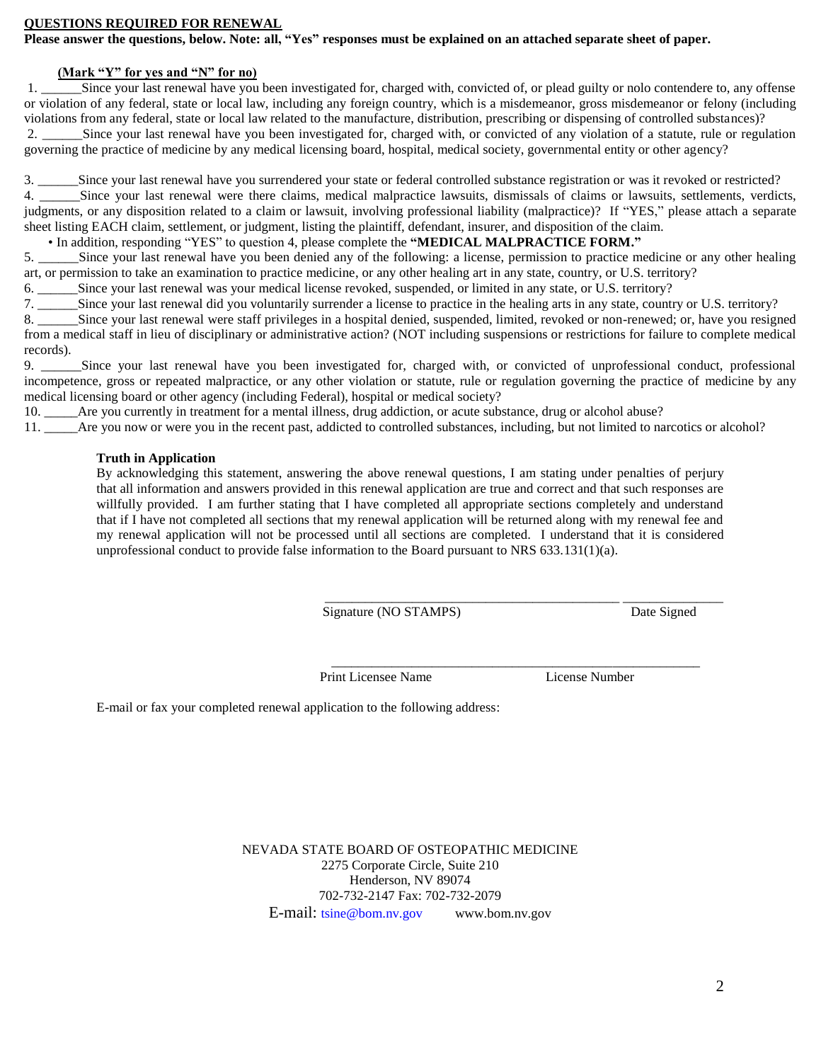**QUESTIONS REQUIRED FOR RENEWAL**

**Please answer the questions, below. Note: all, "Yes" responses must be explained on an attached separate sheet of paper.**

**(Mark "Y" for yes and "N" for no)**

1. ______Since your last renewal have you been investigated for, charged with, convicted of, or plead guilty or nolo contendere to, any offense or violation of any federal, state or local law, including any foreign country, which is a misdemeanor, gross misdemeanor or felony (including violations from any federal, state or local law related to the manufacture, distribution, prescribing or dispensing of controlled substances)?
2. ______Since your last renewal have you been investigated for, charged with, or convicted of any violation of a statute, rule or regulation governing the practice of medicine by any medical licensing board, hospital, medical society, governmental entity or other agency?
3. ______Since your last renewal have you surrendered your state or federal controlled substance registration or was it revoked or restricted?
4. ______Since your last renewal were there claims, medical malpractice lawsuits, dismissals of claims or lawsuits, settlements, verdicts, judgments, or any disposition related to a claim or lawsuit, involving professional liability (malpractice)? If "YES," please attach a separate sheet listing EACH claim, settlement, or judgment, listing the plaintiff, defendant, insurer, and disposition of the claim.
   - In addition, responding "YES" to question 4, please complete the **"MEDICAL MALPRACTICE FORM."**
5. ______Since your last renewal have you been denied any of the following: a license, permission to practice medicine or any other healing art, or permission to take an examination to practice medicine, or any other healing art in any state, country, or U.S. territory?
6. ______Since your last renewal was your medical license revoked, suspended, or limited in any state, or U.S. territory?
7. ______Since your last renewal did you voluntarily surrender a license to practice in the healing arts in any state, country or U.S. territory?
8. ______Since your last renewal were staff privileges in a hospital denied, suspended, limited, revoked or non-renewed; or, have you resigned from a medical staff in lieu of disciplinary or administrative action? (NOT including suspensions or restrictions for failure to complete medical records).
9. ______Since your last renewal have you been investigated for, charged with, or convicted of unprofessional conduct, professional incompetence, gross or repeated malpractice, or any other violation or statute, rule or regulation governing the practice of medicine by any medical licensing board or other agency (including Federal), hospital or medical society?
10. _____Are you currently in treatment for a mental illness, drug addiction, or acute substance, drug or alcohol abuse?
11. _____Are you now or were you in the recent past, addicted to controlled substances, including, but not limited to narcotics or alcohol?

**Truth in Application**

By acknowledging this statement, answering the above renewal questions, I am stating under penalties of perjury that all information and answers provided in this renewal application are true and correct and that such responses are willfully provided. I am further stating that I have completed all appropriate sections completely and understand that if I have not completed all sections that my renewal application will be returned along with my renewal fee and my renewal application will not be processed until all sections are completed. I understand that it is considered unprofessional conduct to provide false information to the Board pursuant to NRS 633.131(1)(a).

___________________________________________ _______________

Signature (NO STAMPS) Date Signed

_______________________________________________________

Print Licensee Name License Number

E-mail or fax your completed renewal application to the following address:

NEVADA STATE BOARD OF OSTEOPATHIC MEDICINE
2275 Corporate Circle, Suite 210
Henderson, NV 89074
702-732-2147 Fax: 702-732-2079
E-mail: tsine@bom.nv.gov www.bom.nv.gov